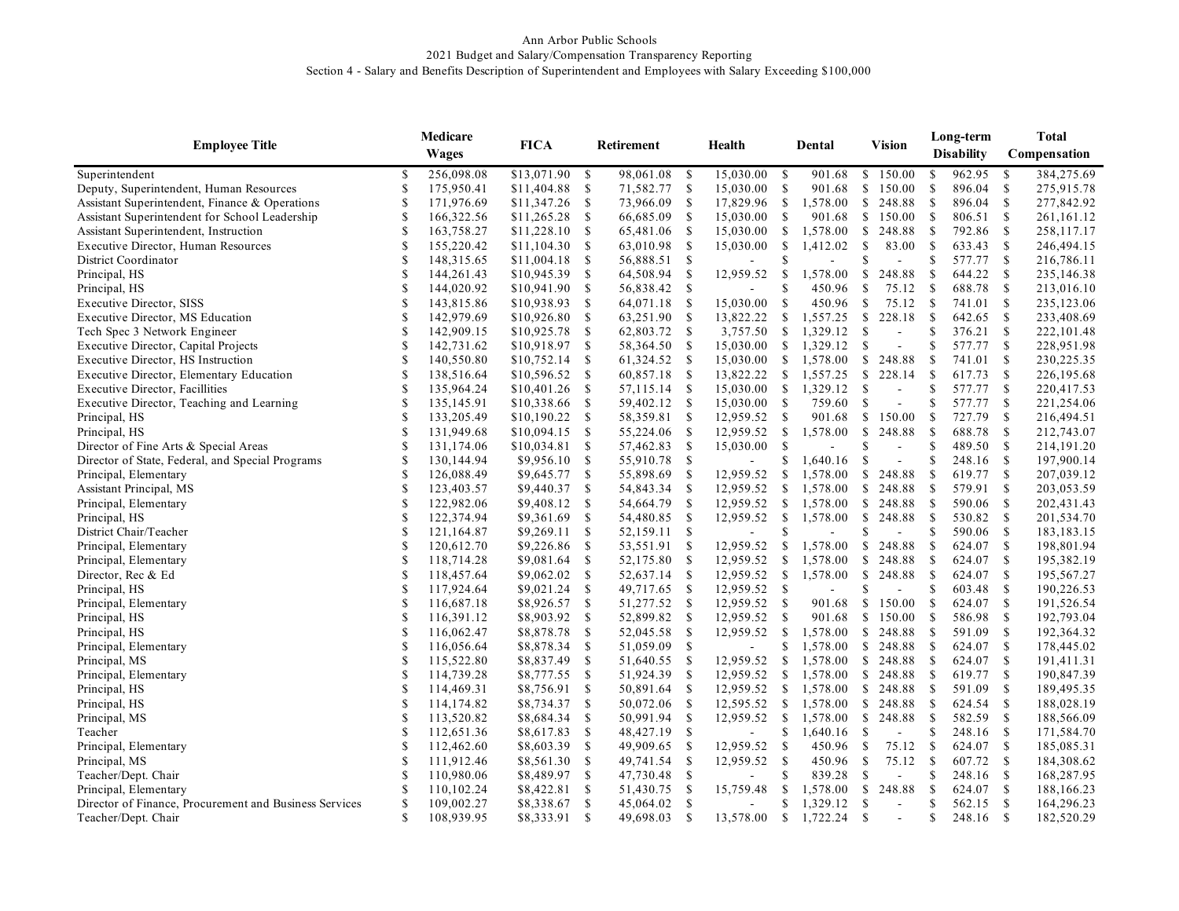Ann Arbor Public Schools

2021 Budget and Salary/Compensation Transparency Reporting

Section 4 - Salary and Benefits Description of Superintendent and Employees with Salary Exceeding $100,000

| Employee Title | Medicare Wages | FICA | Retirement | Health | Dental | Vision | Long-term Disability | Total Compensation |
|---|---|---|---|---|---|---|---|---|
| Superintendent | $ 256,098.08 | $13,071.90 | $ 98,061.08 | $ 15,030.00 | $ 901.68 | $ 150.00 | $ 962.95 | $ 384,275.69 |
| Deputy, Superintendent, Human Resources | $ 175,950.41 | $11,404.88 | $ 71,582.77 | $ 15,030.00 | $ 901.68 | $ 150.00 | $ 896.04 | $ 275,915.78 |
| Assistant Superintendent, Finance & Operations | $ 171,976.69 | $11,347.26 | $ 73,966.09 | $ 17,829.96 | $ 1,578.00 | $ 248.88 | $ 896.04 | $ 277,842.92 |
| Assistant Superintendent for School Leadership | $ 166,322.56 | $11,265.28 | $ 66,685.09 | $ 15,030.00 | $ 901.68 | $ 150.00 | $ 806.51 | $ 261,161.12 |
| Assistant Superintendent, Instruction | $ 163,758.27 | $11,228.10 | $ 65,481.06 | $ 15,030.00 | $ 1,578.00 | $ 248.88 | $ 792.86 | $ 258,117.17 |
| Executive Director, Human Resources | $ 155,220.42 | $11,104.30 | $ 63,010.98 | $ 15,030.00 | $ 1,412.02 | $ 83.00 | $ 633.43 | $ 246,494.15 |
| District Coordinator | $ 148,315.65 | $11,004.18 | $ 56,888.51 | $ - | $ - | $ - | $ 577.77 | $ 216,786.11 |
| Principal, HS | $ 144,261.43 | $10,945.39 | $ 64,508.94 | $ 12,959.52 | $ 1,578.00 | $ 248.88 | $ 644.22 | $ 235,146.38 |
| Principal, HS | $ 144,020.92 | $10,941.90 | $ 56,838.42 | $ - | $ 450.96 | $ 75.12 | $ 688.78 | $ 213,016.10 |
| Executive Director, SISS | $ 143,815.86 | $10,938.93 | $ 64,071.18 | $ 15,030.00 | $ 450.96 | $ 75.12 | $ 741.01 | $ 235,123.06 |
| Executive Director, MS Education | $ 142,979.69 | $10,926.80 | $ 63,251.90 | $ 13,822.22 | $ 1,557.25 | $ 228.18 | $ 642.65 | $ 233,408.69 |
| Tech Spec 3 Network Engineer | $ 142,909.15 | $10,925.78 | $ 62,803.72 | $ 3,757.50 | $ 1,329.12 | $ - | $ 376.21 | $ 222,101.48 |
| Executive Director, Capital Projects | $ 142,731.62 | $10,918.97 | $ 58,364.50 | $ 15,030.00 | $ 1,329.12 | $ - | $ 577.77 | $ 228,951.98 |
| Executive Director, HS Instruction | $ 140,550.80 | $10,752.14 | $ 61,324.52 | $ 15,030.00 | $ 1,578.00 | $ 248.88 | $ 741.01 | $ 230,225.35 |
| Executive Director, Elementary Education | $ 138,516.64 | $10,596.52 | $ 60,857.18 | $ 13,822.22 | $ 1,557.25 | $ 228.14 | $ 617.73 | $ 226,195.68 |
| Executive Director, Facillities | $ 135,964.24 | $10,401.26 | $ 57,115.14 | $ 15,030.00 | $ 1,329.12 | $ - | $ 577.77 | $ 220,417.53 |
| Executive Director, Teaching and Learning | $ 135,145.91 | $10,338.66 | $ 59,402.12 | $ 15,030.00 | $ 759.60 | $ - | $ 577.77 | $ 221,254.06 |
| Principal, HS | $ 133,205.49 | $10,190.22 | $ 58,359.81 | $ 12,959.52 | $ 901.68 | $ 150.00 | $ 727.79 | $ 216,494.51 |
| Principal, HS | $ 131,949.68 | $10,094.15 | $ 55,224.06 | $ 12,959.52 | $ 1,578.00 | $ 248.88 | $ 688.78 | $ 212,743.07 |
| Director of Fine Arts & Special Areas | $ 131,174.06 | $10,034.81 | $ 57,462.83 | $ 15,030.00 | $ - | $ - | $ 489.50 | $ 214,191.20 |
| Director of State, Federal, and Special Programs | $ 130,144.94 | $9,956.10 | $ 55,910.78 | $ - | $ 1,640.16 | $ - | $ 248.16 | $ 197,900.14 |
| Principal, Elementary | $ 126,088.49 | $9,645.77 | $ 55,898.69 | $ 12,959.52 | $ 1,578.00 | $ 248.88 | $ 619.77 | $ 207,039.12 |
| Assistant Principal, MS | $ 123,403.57 | $9,440.37 | $ 54,843.34 | $ 12,959.52 | $ 1,578.00 | $ 248.88 | $ 579.91 | $ 203,053.59 |
| Principal, Elementary | $ 122,982.06 | $9,408.12 | $ 54,664.79 | $ 12,959.52 | $ 1,578.00 | $ 248.88 | $ 590.06 | $ 202,431.43 |
| Principal, HS | $ 122,374.94 | $9,361.69 | $ 54,480.85 | $ 12,959.52 | $ 1,578.00 | $ 248.88 | $ 530.82 | $ 201,534.70 |
| District Chair/Teacher | $ 121,164.87 | $9,269.11 | $ 52,159.11 | $ - | $ - | $ - | $ 590.06 | $ 183,183.15 |
| Principal, Elementary | $ 120,612.70 | $9,226.86 | $ 53,551.91 | $ 12,959.52 | $ 1,578.00 | $ 248.88 | $ 624.07 | $ 198,801.94 |
| Principal, Elementary | $ 118,714.28 | $9,081.64 | $ 52,175.80 | $ 12,959.52 | $ 1,578.00 | $ 248.88 | $ 624.07 | $ 195,382.19 |
| Director, Rec & Ed | $ 118,457.64 | $9,062.02 | $ 52,637.14 | $ 12,959.52 | $ 1,578.00 | $ 248.88 | $ 624.07 | $ 195,567.27 |
| Principal, HS | $ 117,924.64 | $9,021.24 | $ 49,717.65 | $ 12,959.52 | $ - | $ - | $ 603.48 | $ 190,226.53 |
| Principal, Elementary | $ 116,687.18 | $8,926.57 | $ 51,277.52 | $ 12,959.52 | $ 901.68 | $ 150.00 | $ 624.07 | $ 191,526.54 |
| Principal, HS | $ 116,391.12 | $8,903.92 | $ 52,899.82 | $ 12,959.52 | $ 901.68 | $ 150.00 | $ 586.98 | $ 192,793.04 |
| Principal, HS | $ 116,062.47 | $8,878.78 | $ 52,045.58 | $ 12,959.52 | $ 1,578.00 | $ 248.88 | $ 591.09 | $ 192,364.32 |
| Principal, Elementary | $ 116,056.64 | $8,878.34 | $ 51,059.09 | $ - | $ 1,578.00 | $ 248.88 | $ 624.07 | $ 178,445.02 |
| Principal, MS | $ 115,522.80 | $8,837.49 | $ 51,640.55 | $ 12,959.52 | $ 1,578.00 | $ 248.88 | $ 624.07 | $ 191,411.31 |
| Principal, Elementary | $ 114,739.28 | $8,777.55 | $ 51,924.39 | $ 12,959.52 | $ 1,578.00 | $ 248.88 | $ 619.77 | $ 190,847.39 |
| Principal, HS | $ 114,469.31 | $8,756.91 | $ 50,891.64 | $ 12,959.52 | $ 1,578.00 | $ 248.88 | $ 591.09 | $ 189,495.35 |
| Principal, HS | $ 114,174.82 | $8,734.37 | $ 50,072.06 | $ 12,595.52 | $ 1,578.00 | $ 248.88 | $ 624.54 | $ 188,028.19 |
| Principal, MS | $ 113,520.82 | $8,684.34 | $ 50,991.94 | $ 12,959.52 | $ 1,578.00 | $ 248.88 | $ 582.59 | $ 188,566.09 |
| Teacher | $ 112,651.36 | $8,617.83 | $ 48,427.19 | $ - | $ 1,640.16 | $ - | $ 248.16 | $ 171,584.70 |
| Principal, Elementary | $ 112,462.60 | $8,603.39 | $ 49,909.65 | $ 12,959.52 | $ 450.96 | $ 75.12 | $ 624.07 | $ 185,085.31 |
| Principal, MS | $ 111,912.46 | $8,561.30 | $ 49,741.54 | $ 12,959.52 | $ 450.96 | $ 75.12 | $ 607.72 | $ 184,308.62 |
| Teacher/Dept. Chair | $ 110,980.06 | $8,489.97 | $ 47,730.48 | $ - | $ 839.28 | $ - | $ 248.16 | $ 168,287.95 |
| Principal, Elementary | $ 110,102.24 | $8,422.81 | $ 51,430.75 | $ 15,759.48 | $ 1,578.00 | $ 248.88 | $ 624.07 | $ 188,166.23 |
| Director of Finance, Procurement and Business Services | $ 109,002.27 | $8,338.67 | $ 45,064.02 | $ - | $ 1,329.12 | $ - | $ 562.15 | $ 164,296.23 |
| Teacher/Dept. Chair | $ 108,939.95 | $8,333.91 | $ 49,698.03 | $ 13,578.00 | $ 1,722.24 | $ - | $ 248.16 | $ 182,520.29 |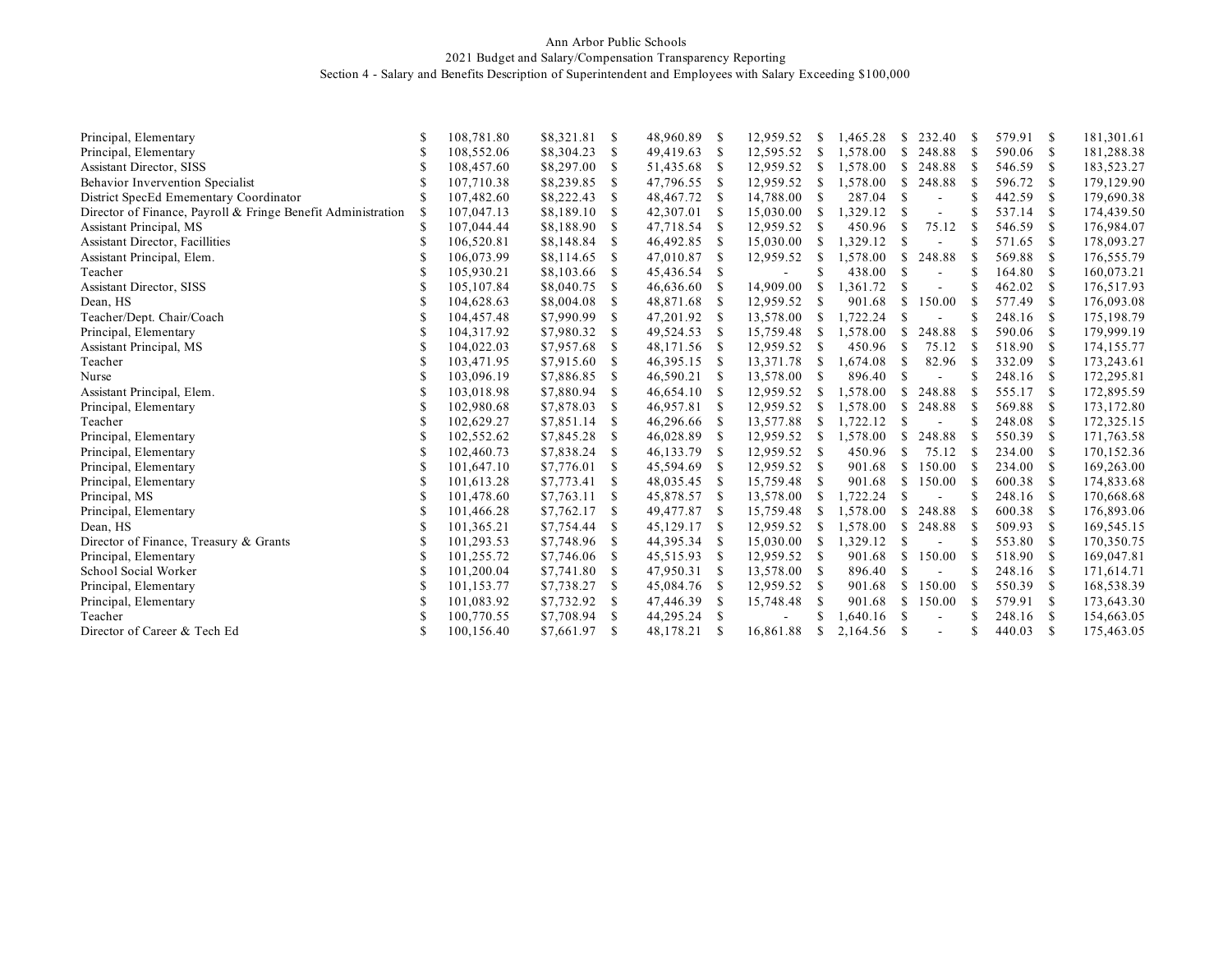Ann Arbor Public Schools
2021 Budget and Salary/Compensation Transparency Reporting
Section 4 - Salary and Benefits Description of Superintendent and Employees with Salary Exceeding $100,000

| | | | | | | | | |
|---|---|---|---|---|---|---|---|---|
| Principal, Elementary | $ 108,781.80 | $8,321.81 | $ 48,960.89 | $ 12,959.52 | $ 1,465.28 | $ 232.40 | $ 579.91 | $ 181,301.61 |
| Principal, Elementary | $ 108,552.06 | $8,304.23 | $ 49,419.63 | $ 12,595.52 | $ 1,578.00 | $ 248.88 | $ 590.06 | $ 181,288.38 |
| Assistant Director, SISS | $ 108,457.60 | $8,297.00 | $ 51,435.68 | $ 12,959.52 | $ 1,578.00 | $ 248.88 | $ 546.59 | $ 183,523.27 |
| Behavior Invervention Specialist | $ 107,710.38 | $8,239.85 | $ 47,796.55 | $ 12,959.52 | $ 1,578.00 | $ 248.88 | $ 596.72 | $ 179,129.90 |
| District SpecEd Emementary Coordinator | $ 107,482.60 | $8,222.43 | $ 48,467.72 | $ 14,788.00 | $ 287.04 | $ - | $ 442.59 | $ 179,690.38 |
| Director of Finance, Payroll & Fringe Benefit Administration | $ 107,047.13 | $8,189.10 | $ 42,307.01 | $ 15,030.00 | $ 1,329.12 | $ - | $ 537.14 | $ 174,439.50 |
| Assistant Principal, MS | $ 107,044.44 | $8,188.90 | $ 47,718.54 | $ 12,959.52 | $ 450.96 | $ 75.12 | $ 546.59 | $ 176,984.07 |
| Assistant Director, Facillities | $ 106,520.81 | $8,148.84 | $ 46,492.85 | $ 15,030.00 | $ 1,329.12 | $ - | $ 571.65 | $ 178,093.27 |
| Assistant Principal, Elem. | $ 106,073.99 | $8,114.65 | $ 47,010.87 | $ 12,959.52 | $ 1,578.00 | $ 248.88 | $ 569.88 | $ 176,555.79 |
| Teacher | $ 105,930.21 | $8,103.66 | $ 45,436.54 | $ - | $ 438.00 | $ - | $ 164.80 | $ 160,073.21 |
| Assistant Director, SISS | $ 105,107.84 | $8,040.75 | $ 46,636.60 | $ 14,909.00 | $ 1,361.72 | $ - | $ 462.02 | $ 176,517.93 |
| Dean, HS | $ 104,628.63 | $8,004.08 | $ 48,871.68 | $ 12,959.52 | $ 901.68 | $ 150.00 | $ 577.49 | $ 176,093.08 |
| Teacher/Dept. Chair/Coach | $ 104,457.48 | $7,990.99 | $ 47,201.92 | $ 13,578.00 | $ 1,722.24 | $ - | $ 248.16 | $ 175,198.79 |
| Principal, Elementary | $ 104,317.92 | $7,980.32 | $ 49,524.53 | $ 15,759.48 | $ 1,578.00 | $ 248.88 | $ 590.06 | $ 179,999.19 |
| Assistant Principal, MS | $ 104,022.03 | $7,957.68 | $ 48,171.56 | $ 12,959.52 | $ 450.96 | $ 75.12 | $ 518.90 | $ 174,155.77 |
| Teacher | $ 103,471.95 | $7,915.60 | $ 46,395.15 | $ 13,371.78 | $ 1,674.08 | $ 82.96 | $ 332.09 | $ 173,243.61 |
| Nurse | $ 103,096.19 | $7,886.85 | $ 46,590.21 | $ 13,578.00 | $ 896.40 | $ - | $ 248.16 | $ 172,295.81 |
| Assistant Principal, Elem. | $ 103,018.98 | $7,880.94 | $ 46,654.10 | $ 12,959.52 | $ 1,578.00 | $ 248.88 | $ 555.17 | $ 172,895.59 |
| Principal, Elementary | $ 102,980.68 | $7,878.03 | $ 46,957.81 | $ 12,959.52 | $ 1,578.00 | $ 248.88 | $ 569.88 | $ 173,172.80 |
| Teacher | $ 102,629.27 | $7,851.14 | $ 46,296.66 | $ 13,577.88 | $ 1,722.12 | $ - | $ 248.08 | $ 172,325.15 |
| Principal, Elementary | $ 102,552.62 | $7,845.28 | $ 46,028.89 | $ 12,959.52 | $ 1,578.00 | $ 248.88 | $ 550.39 | $ 171,763.58 |
| Principal, Elementary | $ 102,460.73 | $7,838.24 | $ 46,133.79 | $ 12,959.52 | $ 450.96 | $ 75.12 | $ 234.00 | $ 170,152.36 |
| Principal, Elementary | $ 101,647.10 | $7,776.01 | $ 45,594.69 | $ 12,959.52 | $ 901.68 | $ 150.00 | $ 234.00 | $ 169,263.00 |
| Principal, Elementary | $ 101,613.28 | $7,773.41 | $ 48,035.45 | $ 15,759.48 | $ 901.68 | $ 150.00 | $ 600.38 | $ 174,833.68 |
| Principal, MS | $ 101,478.60 | $7,763.11 | $ 45,878.57 | $ 13,578.00 | $ 1,722.24 | $ - | $ 248.16 | $ 170,668.68 |
| Principal, Elementary | $ 101,466.28 | $7,762.17 | $ 49,477.87 | $ 15,759.48 | $ 1,578.00 | $ 248.88 | $ 600.38 | $ 176,893.06 |
| Dean, HS | $ 101,365.21 | $7,754.44 | $ 45,129.17 | $ 12,959.52 | $ 1,578.00 | $ 248.88 | $ 509.93 | $ 169,545.15 |
| Director of Finance, Treasury & Grants | $ 101,293.53 | $7,748.96 | $ 44,395.34 | $ 15,030.00 | $ 1,329.12 | $ - | $ 553.80 | $ 170,350.75 |
| Principal, Elementary | $ 101,255.72 | $7,746.06 | $ 45,515.93 | $ 12,959.52 | $ 901.68 | $ 150.00 | $ 518.90 | $ 169,047.81 |
| School Social Worker | $ 101,200.04 | $7,741.80 | $ 47,950.31 | $ 13,578.00 | $ 896.40 | $ - | $ 248.16 | $ 171,614.71 |
| Principal, Elementary | $ 101,153.77 | $7,738.27 | $ 45,084.76 | $ 12,959.52 | $ 901.68 | $ 150.00 | $ 550.39 | $ 168,538.39 |
| Principal, Elementary | $ 101,083.92 | $7,732.92 | $ 47,446.39 | $ 15,748.48 | $ 901.68 | $ 150.00 | $ 579.91 | $ 173,643.30 |
| Teacher | $ 100,770.55 | $7,708.94 | $ 44,295.24 | $ - | $ 1,640.16 | $ - | $ 248.16 | $ 154,663.05 |
| Director of Career & Tech Ed | $ 100,156.40 | $7,661.97 | $ 48,178.21 | $ 16,861.88 | $ 2,164.56 | $ - | $ 440.03 | $ 175,463.05 |